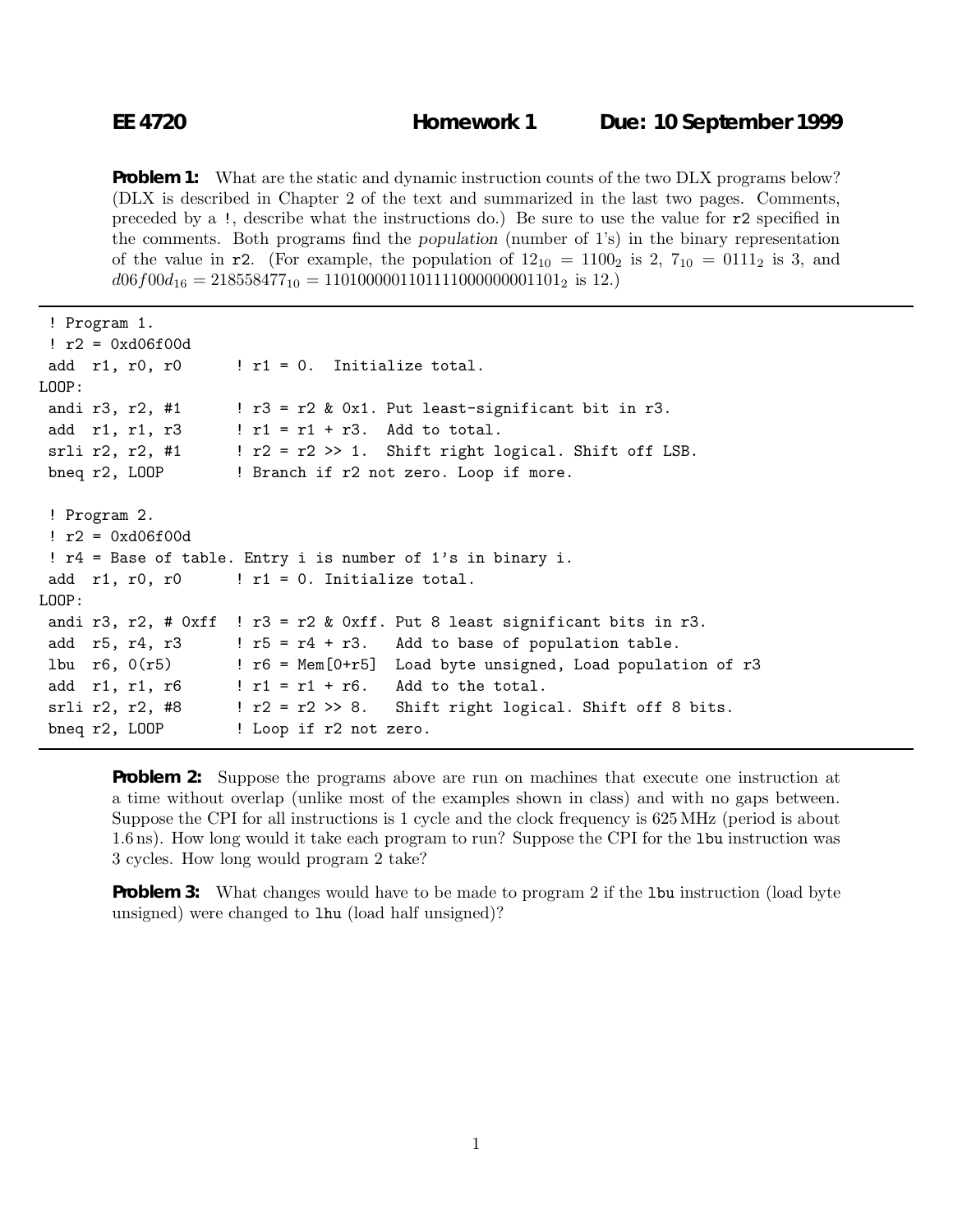**EE 4720** **Homework 1** **Due: 10 September 1999**

**Problem 1:** What are the static and dynamic instruction counts of the two DLX programs below? (DLX is described in Chapter 2 of the text and summarized in the last two pages. Comments, preceded by a `!`, describe what the instructions do.) Be sure to use the value for `r2` specified in the comments. Both programs find the *population* (number of 1's) in the binary representation of the value in `r2`. (For example, the population of $12_{10} = 1100_2$ is 2, $7_{10} = 0111_2$ is 3, and $d06f00d_{16} = 218558477_{10} = 1101000001101111000000001101_2$ is 12.)

```
 ! Program 1.
 ! r2 = 0xd06f00d
 add  r1, r0, r0      ! r1 = 0.  Initialize total.
LOOP:
 andi r3, r2, #1      ! r3 = r2 & 0x1. Put least-significant bit in r3.
 add  r1, r1, r3      ! r1 = r1 + r3.  Add to total.
 srli r2, r2, #1      ! r2 = r2 >> 1.  Shift right logical. Shift off LSB.
 bneq r2, LOOP        ! Branch if r2 not zero. Loop if more.

 ! Program 2.
 ! r2 = 0xd06f00d
 ! r4 = Base of table. Entry i is number of 1's in binary i.
 add  r1, r0, r0      ! r1 = 0. Initialize total.
LOOP:
 andi r3, r2, # 0xff  ! r3 = r2 & 0xff. Put 8 least significant bits in r3.
 add  r5, r4, r3      ! r5 = r4 + r3.   Add to base of population table.
 lbu  r6, 0(r5)       ! r6 = Mem[0+r5]  Load byte unsigned, Load population of r3
 add  r1, r1, r6      ! r1 = r1 + r6.   Add to the total.
 srli r2, r2, #8      ! r2 = r2 >> 8.   Shift right logical. Shift off 8 bits.
 bneq r2, LOOP        ! Loop if r2 not zero.
```

**Problem 2:** Suppose the programs above are run on machines that execute one instruction at a time without overlap (unlike most of the examples shown in class) and with no gaps between. Suppose the CPI for all instructions is 1 cycle and the clock frequency is 625 MHz (period is about 1.6 ns). How long would it take each program to run? Suppose the CPI for the `lbu` instruction was 3 cycles. How long would program 2 take?

**Problem 3:** What changes would have to be made to program 2 if the `lbu` instruction (load byte unsigned) were changed to `lhu` (load half unsigned)?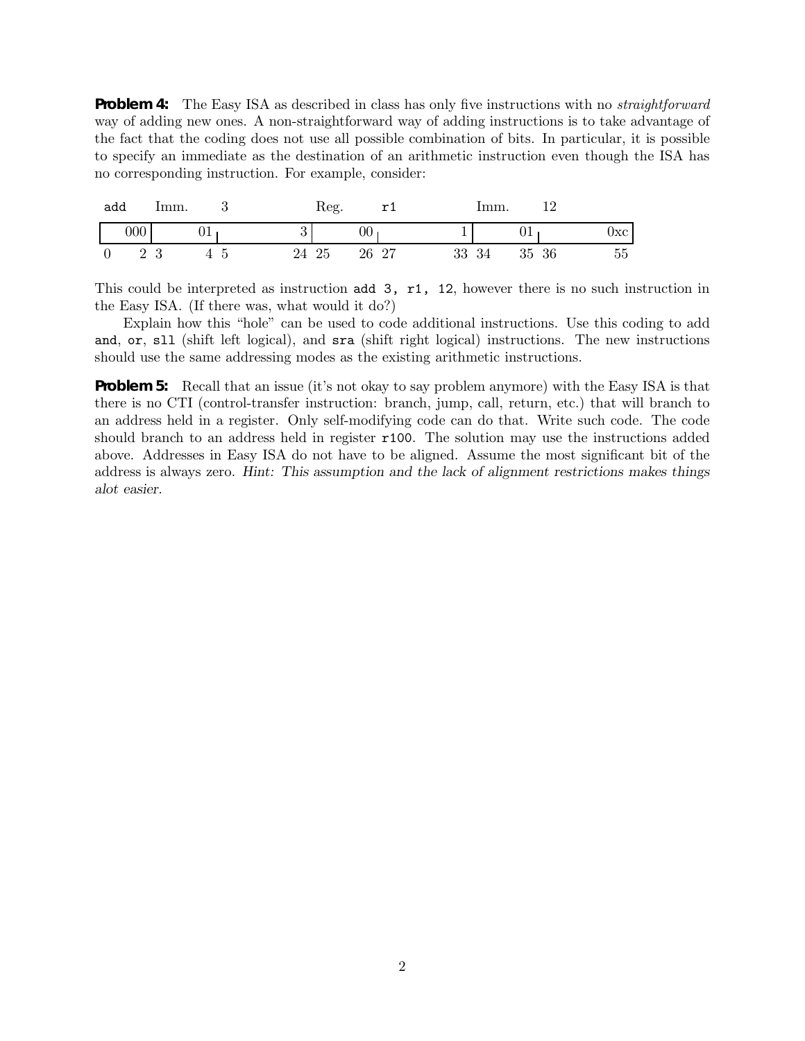**Problem 4:** The Easy ISA as described in class has only five instructions with no *straightforward* way of adding new ones. A non-straightforward way of adding instructions is to take advantage of the fact that the coding does not use all possible combination of bits. In particular, it is possible to specify an immediate as the destination of an arithmetic instruction even though the ISA has no corresponding instruction. For example, consider:

| add | Imm. | 3 | Reg. | r1 | Imm. | 12 |
|---|---|---|---|---|---|---|
| 000 | 01 | 3 | 00 | 1 | 01 | 0xc |
| 0 2 | 3 4 | 5 24 | 25 26 | 27 33 | 34 35 | 36 55 |

This could be interpreted as instruction `add 3, r1, 12`, however there is no such instruction in the Easy ISA. (If there was, what would it do?)

Explain how this "hole" can be used to code additional instructions. Use this coding to add `and`, `or`, `sll` (shift left logical), and `sra` (shift right logical) instructions. The new instructions should use the same addressing modes as the existing arithmetic instructions.

**Problem 5:** Recall that an issue (it's not okay to say problem anymore) with the Easy ISA is that there is no CTI (control-transfer instruction: branch, jump, call, return, etc.) that will branch to an address held in a register. Only self-modifying code can do that. Write such code. The code should branch to an address held in register `r100`. The solution may use the instructions added above. Addresses in Easy ISA do not have to be aligned. Assume the most significant bit of the address is always zero. *Hint: This assumption and the lack of alignment restrictions makes things alot easier.*